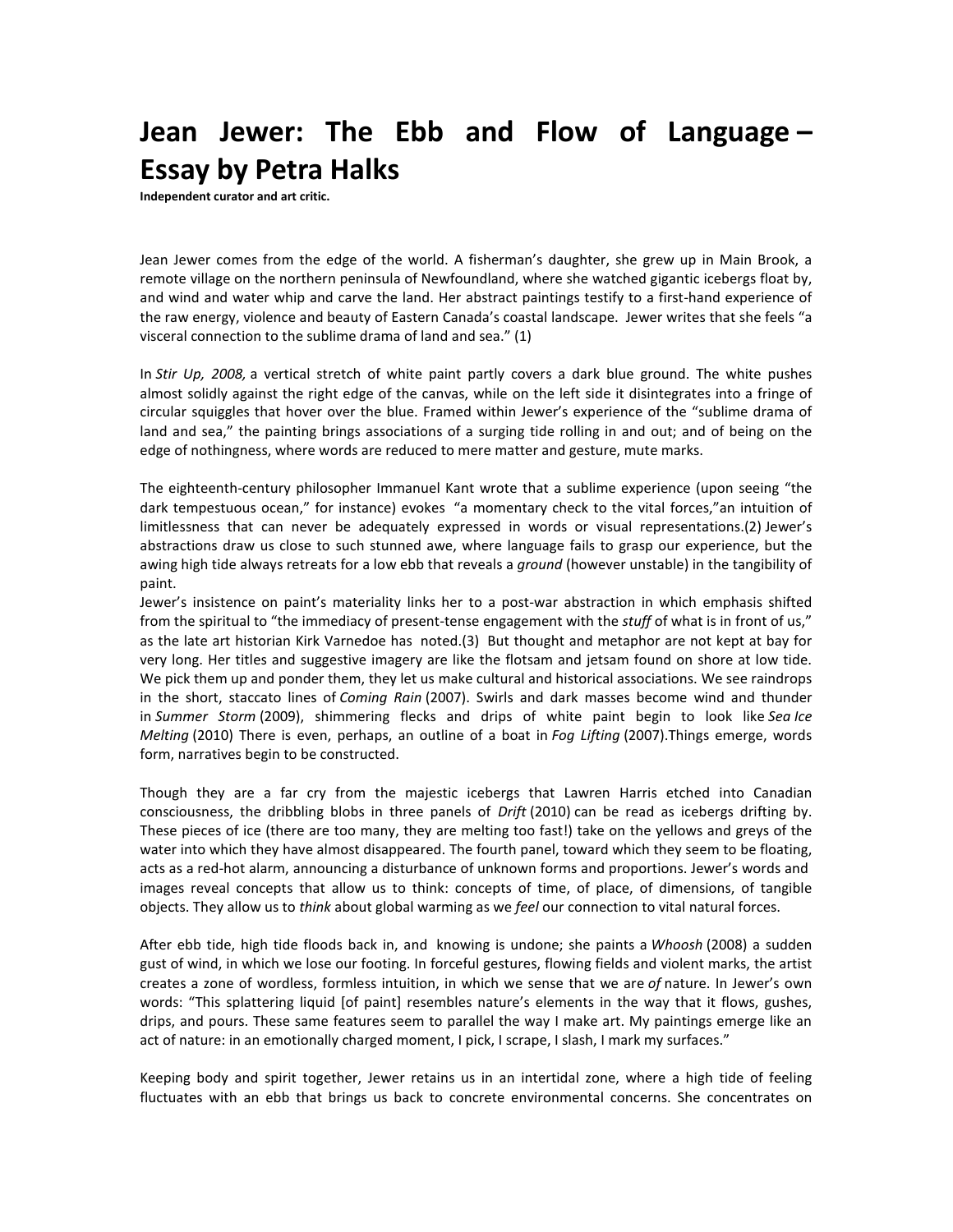# Jean Jewer: The Ebb and Flow of Language – Essay by Petra Halks

**Independent curator and art critic.**

Jean Jewer comes from the edge of the world. A fisherman's daughter, she grew up in Main Brook, a remote village on the northern peninsula of Newfoundland, where she watched gigantic icebergs float by, and wind and water whip and carve the land. Her abstract paintings testify to a first-hand experience of the raw energy, violence and beauty of Eastern Canada's coastal landscape. Jewer writes that she feels "a visceral connection to the sublime drama of land and sea." (1)

In *Stir Up, 2008,* a vertical stretch of white paint partly covers a dark blue ground. The white pushes almost solidly against the right edge of the canvas, while on the left side it disintegrates into a fringe of circular squiggles that hover over the blue. Framed within Jewer's experience of the "sublime drama of land and sea," the painting brings associations of a surging tide rolling in and out; and of being on the edge of nothingness, where words are reduced to mere matter and gesture, mute marks.

The eighteenth-century philosopher Immanuel Kant wrote that a sublime experience (upon seeing "the dark tempestuous ocean," for instance) evokes "a momentary check to the vital forces,"an intuition of limitlessness that can never be adequately expressed in words or visual representations.(2) Jewer's abstractions draw us close to such stunned awe, where language fails to grasp our experience, but the awing high tide always retreats for a low ebb that reveals a *ground* (however unstable) in the tangibility of paint.

Jewer's insistence on paint's materiality links her to a post-war abstraction in which emphasis shifted from the spiritual to "the immediacy of present-tense engagement with the *stuff* of what is in front of us," as the late art historian Kirk Varnedoe has noted.(3) But thought and metaphor are not kept at bay for very long. Her titles and suggestive imagery are like the flotsam and jetsam found on shore at low tide. We pick them up and ponder them, they let us make cultural and historical associations. We see raindrops in the short, staccato lines of *Coming Rain* (2007). Swirls and dark masses become wind and thunder in *Summer Storm* (2009), shimmering flecks and drips of white paint begin to look like *Sea Ice Melting* (2010) There is even, perhaps, an outline of a boat in *Fog Lifting* (2007).Things emerge, words form, narratives begin to be constructed.

Though they are a far cry from the majestic icebergs that Lawren Harris etched into Canadian consciousness, the dribbling blobs in three panels of *Drift* (2010) can be read as icebergs drifting by. These pieces of ice (there are too many, they are melting too fast!) take on the yellows and greys of the water into which they have almost disappeared. The fourth panel, toward which they seem to be floating, acts as a red-hot alarm, announcing a disturbance of unknown forms and proportions. Jewer's words and images reveal concepts that allow us to think: concepts of time, of place, of dimensions, of tangible objects. They allow us to *think* about global warming as we *feel* our connection to vital natural forces.

After ebb tide, high tide floods back in, and knowing is undone; she paints a *Whoosh* (2008) a sudden gust of wind, in which we lose our footing. In forceful gestures, flowing fields and violent marks, the artist creates a zone of wordless, formless intuition, in which we sense that we are *of* nature. In Jewer's own words: "This splattering liquid [of paint] resembles nature's elements in the way that it flows, gushes, drips, and pours. These same features seem to parallel the way I make art. My paintings emerge like an act of nature: in an emotionally charged moment, I pick, I scrape, I slash, I mark my surfaces."

Keeping body and spirit together, Jewer retains us in an intertidal zone, where a high tide of feeling fluctuates with an ebb that brings us back to concrete environmental concerns. She concentrates on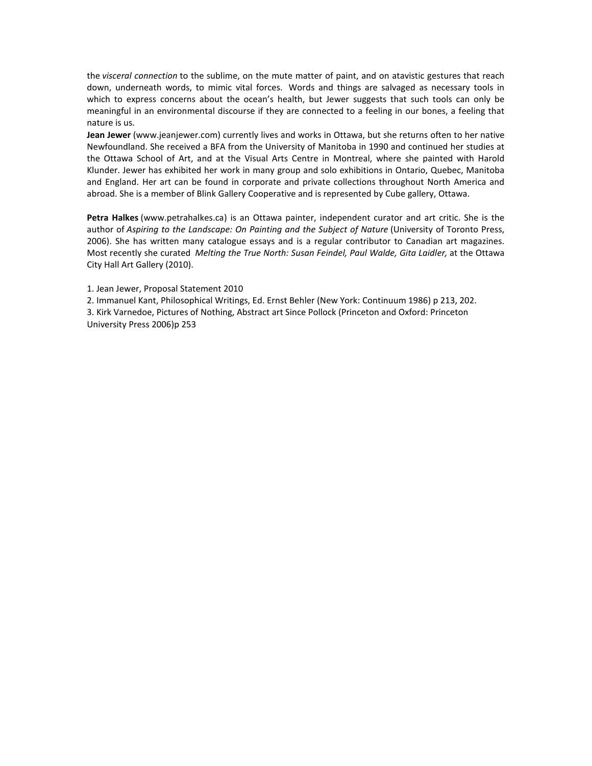the *visceral connection* to the sublime, on the mute matter of paint, and on atavistic gestures that reach down, underneath words, to mimic vital forces. Words and things are salvaged as necessary tools in which to express concerns about the ocean's health, but Jewer suggests that such tools can only be meaningful in an environmental discourse if they are connected to a feeling in our bones, a feeling that nature is us.

**Jean Jewer** (www.jeanjewer.com) currently lives and works in Ottawa, but she returns often to her native Newfoundland. She received a BFA from the University of Manitoba in 1990 and continued her studies at the Ottawa School of Art, and at the Visual Arts Centre in Montreal, where she painted with Harold Klunder. Jewer has exhibited her work in many group and solo exhibitions in Ontario, Quebec, Manitoba and England. Her art can be found in corporate and private collections throughout North America and abroad. She is a member of Blink Gallery Cooperative and is represented by Cube gallery, Ottawa.

**Petra Halkes** (www.petrahalkes.ca) is an Ottawa painter, independent curator and art critic. She is the author of *Aspiring to the Landscape: On Painting and the Subject of Nature* (University of Toronto Press, 2006). She has written many catalogue essays and is a regular contributor to Canadian art magazines. Most recently she curated *Melting the True North: Susan Feindel, Paul Walde, Gita Laidler,* at the Ottawa City Hall Art Gallery (2010).

1. Jean Jewer, Proposal Statement 2010
2. Immanuel Kant, Philosophical Writings, Ed. Ernst Behler (New York: Continuum 1986) p 213, 202.
3. Kirk Varnedoe, Pictures of Nothing, Abstract art Since Pollock (Princeton and Oxford: Princeton University Press 2006)p 253